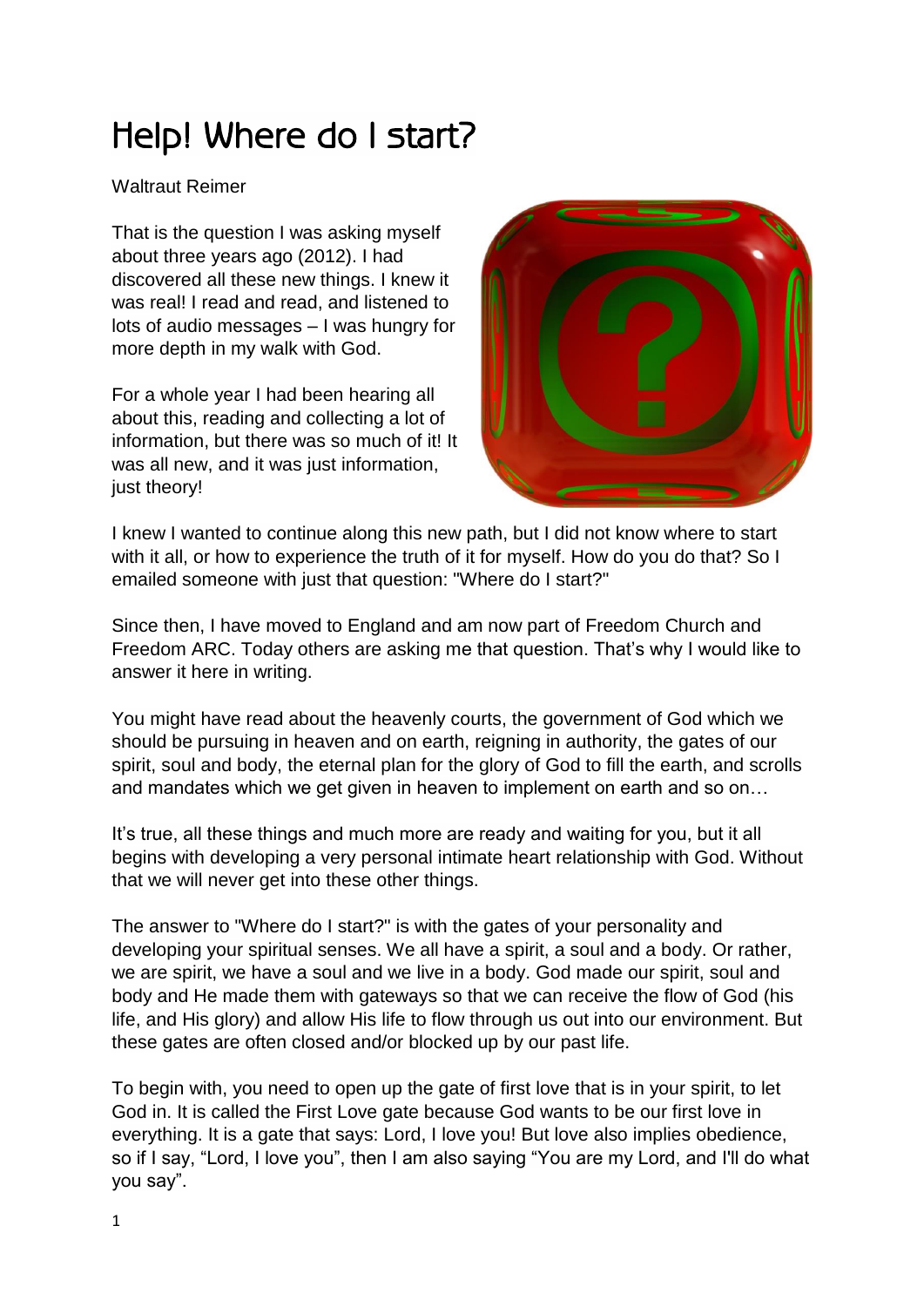# Help! Where do I start?

Waltraut Reimer

That is the question I was asking myself about three years ago (2012). I had discovered all these new things. I knew it was real! I read and read, and listened to lots of audio messages – I was hungry for more depth in my walk with God.

For a whole year I had been hearing all about this, reading and collecting a lot of information, but there was so much of it! It was all new, and it was just information, just theory!

I knew I wanted to continue along this new path, but I did not know where to start with it all, or how to experience the truth of it for myself. How do you do that? So I emailed someone with just that question: "Where do I start?"

Since then, I have moved to England and am now part of Freedom Church and Freedom ARC. Today others are asking me that question. That's why I would like to answer it here in writing.

You might have read about the heavenly courts, the government of God which we should be pursuing in heaven and on earth, reigning in authority, the gates of our spirit, soul and body, the eternal plan for the glory of God to fill the earth, and scrolls and mandates which we get given in heaven to implement on earth and so on…

It's true, all these things and much more are ready and waiting for you, but it all begins with developing a very personal intimate heart relationship with God. Without that we will never get into these other things.

The answer to "Where do I start?" is with the gates of your personality and developing your spiritual senses. We all have a spirit, a soul and a body. Or rather, we are spirit, we have a soul and we live in a body. God made our spirit, soul and body and He made them with gateways so that we can receive the flow of God (his life, and His glory) and allow His life to flow through us out into our environment. But these gates are often closed and/or blocked up by our past life.

To begin with, you need to open up the gate of first love that is in your spirit, to let God in. It is called the First Love gate because God wants to be our first love in everything. It is a gate that says: Lord, I love you! But love also implies obedience, so if I say, "Lord, I love you", then I am also saying "You are my Lord, and I'll do what you say".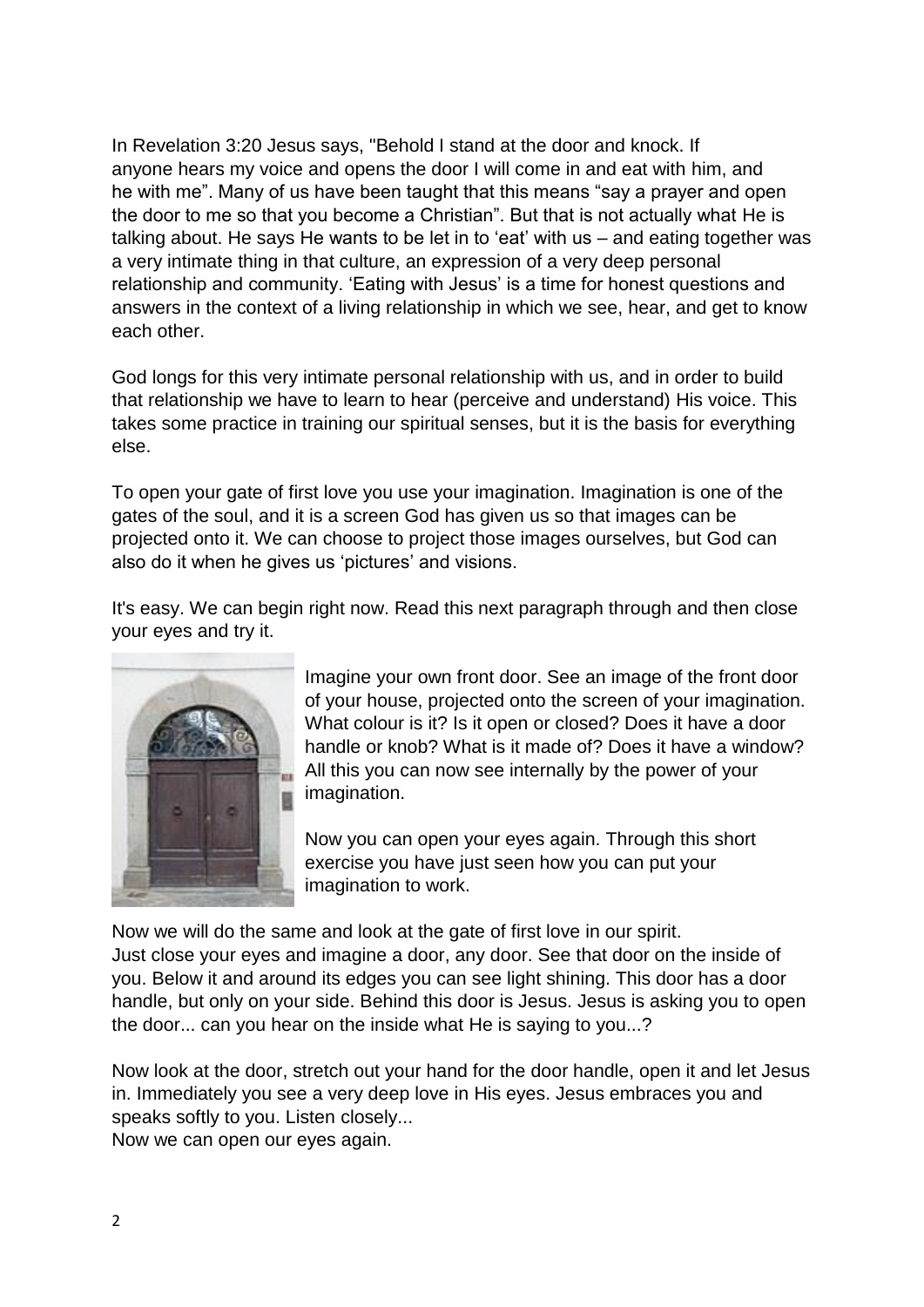In Revelation 3:20 Jesus says, "Behold I stand at the door and knock. If anyone hears my voice and opens the door I will come in and eat with him, and he with me". Many of us have been taught that this means "say a prayer and open the door to me so that you become a Christian". But that is not actually what He is talking about. He says He wants to be let in to 'eat' with us – and eating together was a very intimate thing in that culture, an expression of a very deep personal relationship and community. 'Eating with Jesus' is a time for honest questions and answers in the context of a living relationship in which we see, hear, and get to know each other.

God longs for this very intimate personal relationship with us, and in order to build that relationship we have to learn to hear (perceive and understand) His voice. This takes some practice in training our spiritual senses, but it is the basis for everything else.

To open your gate of first love you use your imagination. Imagination is one of the gates of the soul, and it is a screen God has given us so that images can be projected onto it. We can choose to project those images ourselves, but God can also do it when he gives us 'pictures' and visions.

It's easy. We can begin right now. Read this next paragraph through and then close your eyes and try it.

Imagine your own front door. See an image of the front door of your house, projected onto the screen of your imagination. What colour is it? Is it open or closed? Does it have a door handle or knob? What is it made of? Does it have a window? All this you can now see internally by the power of your imagination.

Now you can open your eyes again. Through this short exercise you have just seen how you can put your imagination to work.

Now we will do the same and look at the gate of first love in our spirit. Just close your eyes and imagine a door, any door. See that door on the inside of you. Below it and around its edges you can see light shining. This door has a door handle, but only on your side. Behind this door is Jesus. Jesus is asking you to open the door... can you hear on the inside what He is saying to you...?

Now look at the door, stretch out your hand for the door handle, open it and let Jesus in. Immediately you see a very deep love in His eyes. Jesus embraces you and speaks softly to you. Listen closely...
Now we can open our eyes again.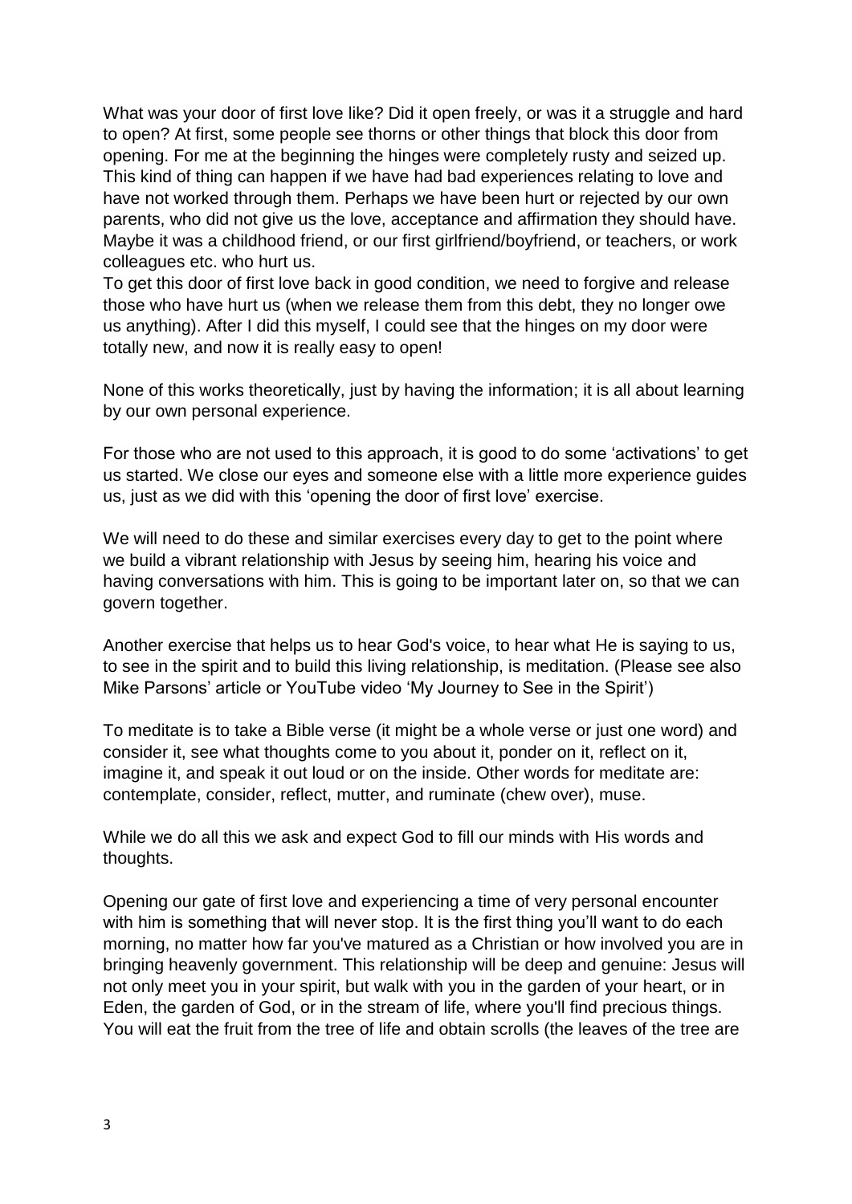What was your door of first love like? Did it open freely, or was it a struggle and hard to open? At first, some people see thorns or other things that block this door from opening. For me at the beginning the hinges were completely rusty and seized up. This kind of thing can happen if we have had bad experiences relating to love and have not worked through them. Perhaps we have been hurt or rejected by our own parents, who did not give us the love, acceptance and affirmation they should have. Maybe it was a childhood friend, or our first girlfriend/boyfriend, or teachers, or work colleagues etc. who hurt us.

To get this door of first love back in good condition, we need to forgive and release those who have hurt us (when we release them from this debt, they no longer owe us anything). After I did this myself, I could see that the hinges on my door were totally new, and now it is really easy to open!

None of this works theoretically, just by having the information; it is all about learning by our own personal experience.

For those who are not used to this approach, it is good to do some 'activations' to get us started. We close our eyes and someone else with a little more experience guides us, just as we did with this 'opening the door of first love' exercise.

We will need to do these and similar exercises every day to get to the point where we build a vibrant relationship with Jesus by seeing him, hearing his voice and having conversations with him. This is going to be important later on, so that we can govern together.

Another exercise that helps us to hear God's voice, to hear what He is saying to us, to see in the spirit and to build this living relationship, is meditation. (Please see also Mike Parsons' article or YouTube video 'My Journey to See in the Spirit')

To meditate is to take a Bible verse (it might be a whole verse or just one word) and consider it, see what thoughts come to you about it, ponder on it, reflect on it, imagine it, and speak it out loud or on the inside. Other words for meditate are: contemplate, consider, reflect, mutter, and ruminate (chew over), muse.

While we do all this we ask and expect God to fill our minds with His words and thoughts.

Opening our gate of first love and experiencing a time of very personal encounter with him is something that will never stop. It is the first thing you'll want to do each morning, no matter how far you've matured as a Christian or how involved you are in bringing heavenly government. This relationship will be deep and genuine: Jesus will not only meet you in your spirit, but walk with you in the garden of your heart, or in Eden, the garden of God, or in the stream of life, where you'll find precious things. You will eat the fruit from the tree of life and obtain scrolls (the leaves of the tree are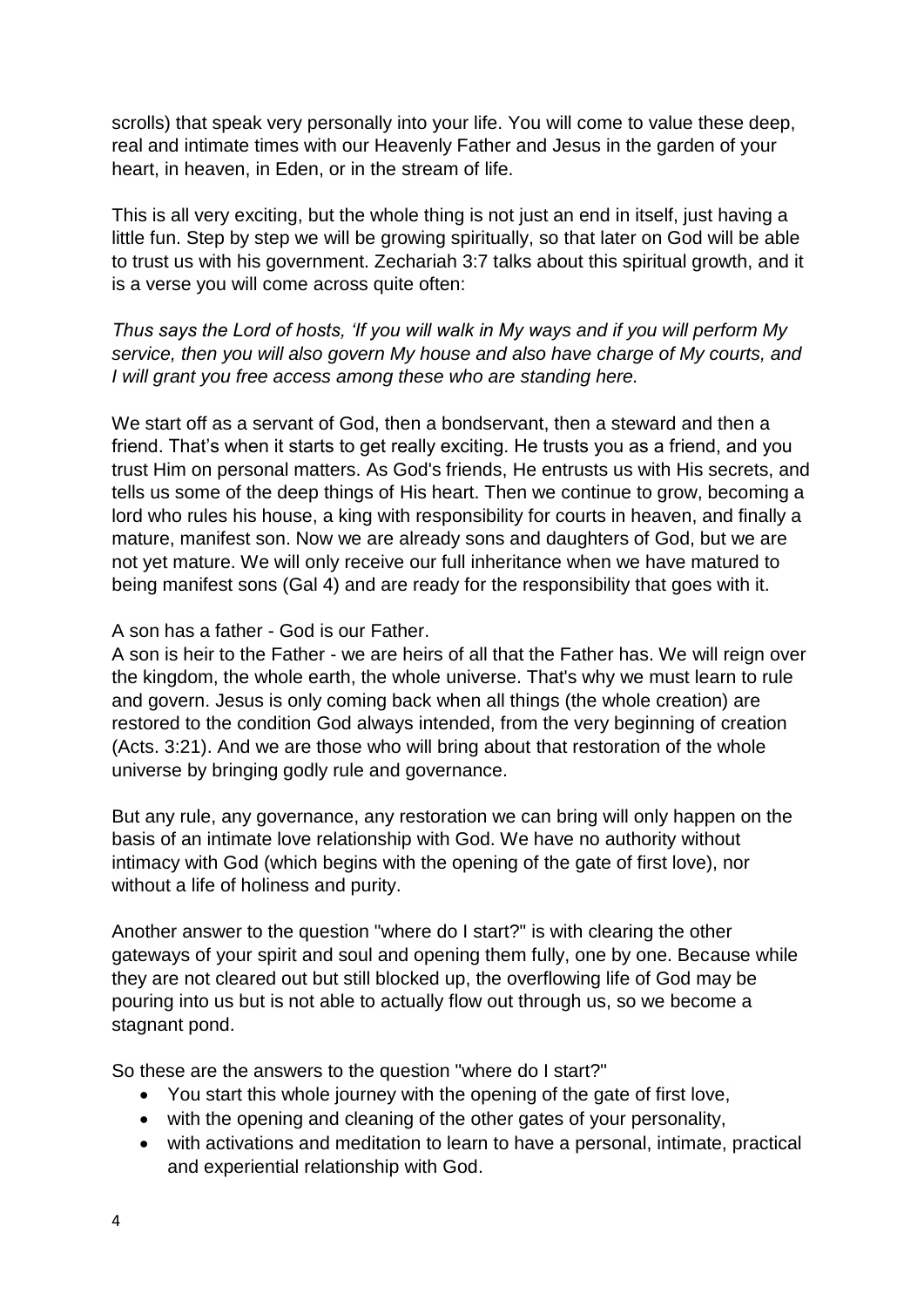scrolls) that speak very personally into your life. You will come to value these deep, real and intimate times with our Heavenly Father and Jesus in the garden of your heart, in heaven, in Eden, or in the stream of life.

This is all very exciting, but the whole thing is not just an end in itself, just having a little fun. Step by step we will be growing spiritually, so that later on God will be able to trust us with his government. Zechariah 3:7 talks about this spiritual growth, and it is a verse you will come across quite often:

*Thus says the Lord of hosts, 'If you will walk in My ways and if you will perform My service, then you will also govern My house and also have charge of My courts, and I will grant you free access among these who are standing here.*

We start off as a servant of God, then a bondservant, then a steward and then a friend. That's when it starts to get really exciting. He trusts you as a friend, and you trust Him on personal matters. As God's friends, He entrusts us with His secrets, and tells us some of the deep things of His heart. Then we continue to grow, becoming a lord who rules his house, a king with responsibility for courts in heaven, and finally a mature, manifest son. Now we are already sons and daughters of God, but we are not yet mature. We will only receive our full inheritance when we have matured to being manifest sons (Gal 4) and are ready for the responsibility that goes with it.

A son has a father - God is our Father.
A son is heir to the Father - we are heirs of all that the Father has. We will reign over the kingdom, the whole earth, the whole universe. That's why we must learn to rule and govern. Jesus is only coming back when all things (the whole creation) are restored to the condition God always intended, from the very beginning of creation (Acts. 3:21). And we are those who will bring about that restoration of the whole universe by bringing godly rule and governance.

But any rule, any governance, any restoration we can bring will only happen on the basis of an intimate love relationship with God. We have no authority without intimacy with God (which begins with the opening of the gate of first love), nor without a life of holiness and purity.

Another answer to the question "where do I start?" is with clearing the other gateways of your spirit and soul and opening them fully, one by one. Because while they are not cleared out but still blocked up, the overflowing life of God may be pouring into us but is not able to actually flow out through us, so we become a stagnant pond.

So these are the answers to the question "where do I start?"

- You start this whole journey with the opening of the gate of first love,
- with the opening and cleaning of the other gates of your personality,
- with activations and meditation to learn to have a personal, intimate, practical and experiential relationship with God.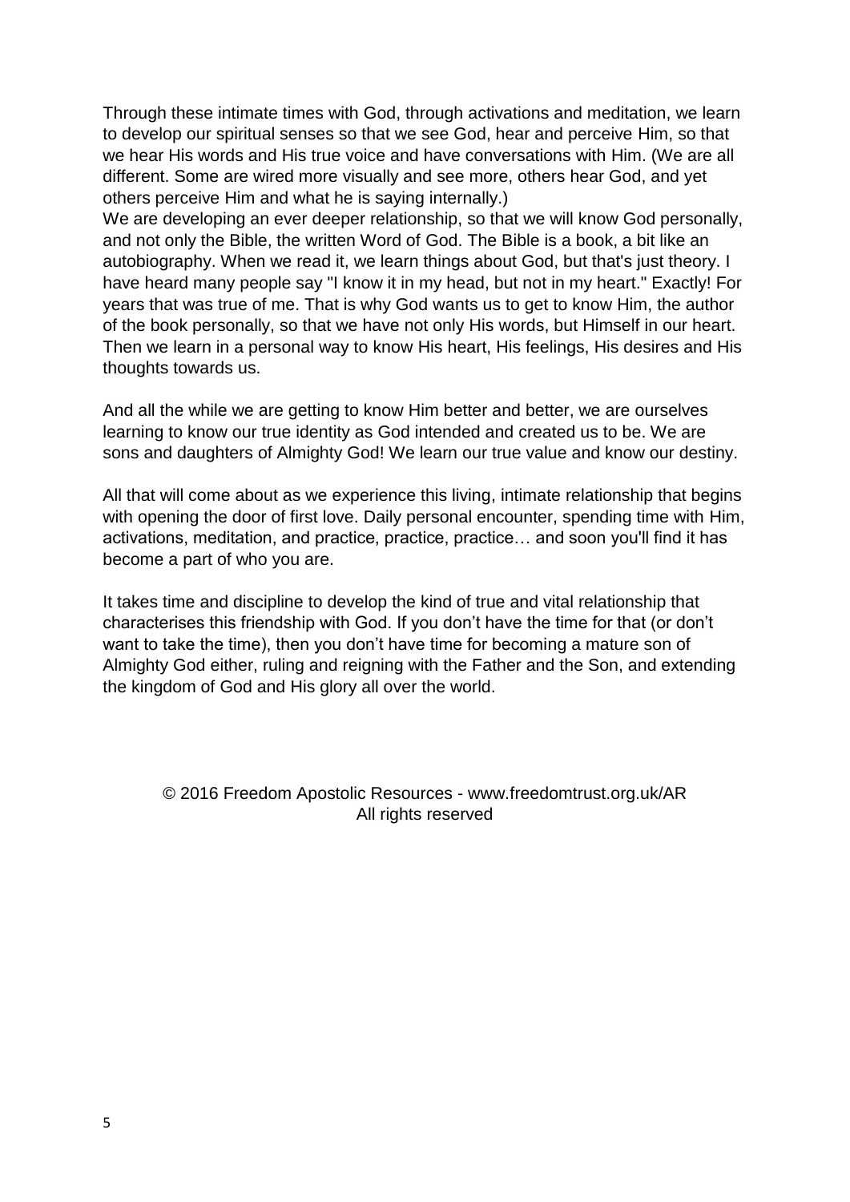Through these intimate times with God, through activations and meditation, we learn to develop our spiritual senses so that we see God, hear and perceive Him, so that we hear His words and His true voice and have conversations with Him. (We are all different. Some are wired more visually and see more, others hear God, and yet others perceive Him and what he is saying internally.)

We are developing an ever deeper relationship, so that we will know God personally, and not only the Bible, the written Word of God. The Bible is a book, a bit like an autobiography. When we read it, we learn things about God, but that's just theory. I have heard many people say "I know it in my head, but not in my heart." Exactly! For years that was true of me. That is why God wants us to get to know Him, the author of the book personally, so that we have not only His words, but Himself in our heart. Then we learn in a personal way to know His heart, His feelings, His desires and His thoughts towards us.

And all the while we are getting to know Him better and better, we are ourselves learning to know our true identity as God intended and created us to be. We are sons and daughters of Almighty God! We learn our true value and know our destiny.

All that will come about as we experience this living, intimate relationship that begins with opening the door of first love. Daily personal encounter, spending time with Him, activations, meditation, and practice, practice, practice… and soon you'll find it has become a part of who you are.

It takes time and discipline to develop the kind of true and vital relationship that characterises this friendship with God. If you don't have the time for that (or don't want to take the time), then you don't have time for becoming a mature son of Almighty God either, ruling and reigning with the Father and the Son, and extending the kingdom of God and His glory all over the world.

© 2016 Freedom Apostolic Resources - www.freedomtrust.org.uk/AR
All rights reserved